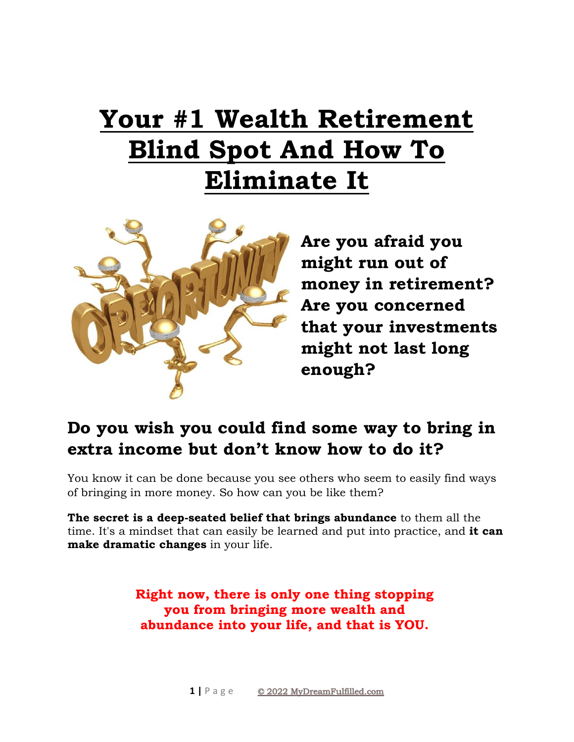# Your #1 Wealth Retirement Blind Spot And How To Eliminate It

**Are you afraid you might run out of money in retirement? Are you concerned that your investments might not last long enough?**

## Do you wish you could find some way to bring in extra income but don't know how to do it?

You know it can be done because you see others who seem to easily find ways of bringing in more money. So how can you be like them?

**The secret is a deep-seated belief that brings abundance** to them all the time. It's a mindset that can easily be learned and put into practice, and **it can make dramatic changes** in your life.

**Right now, there is only one thing stopping you from bringing more wealth and abundance into your life, and that is YOU.**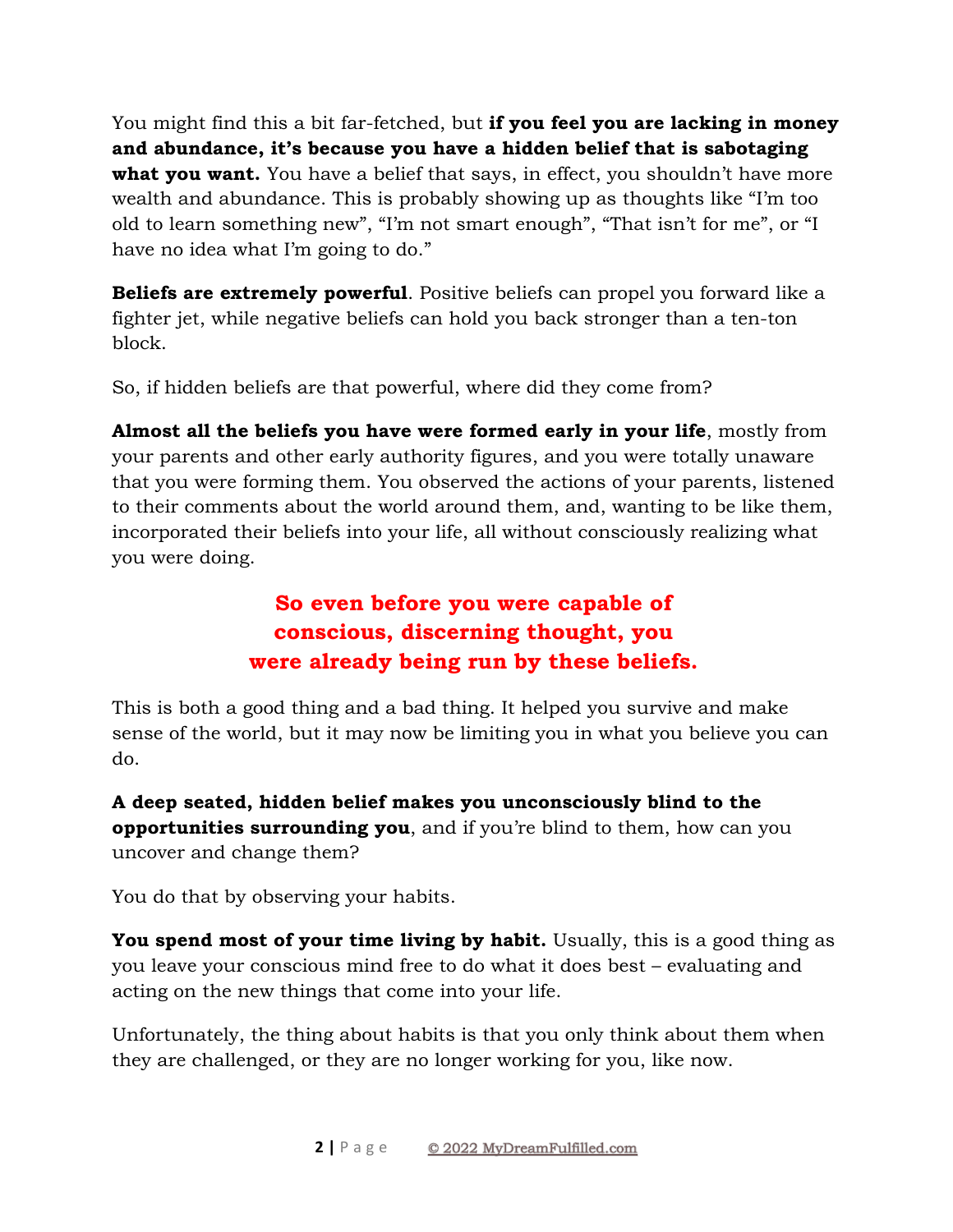You might find this a bit far-fetched, but **if you feel you are lacking in money and abundance, it's because you have a hidden belief that is sabotaging what you want.** You have a belief that says, in effect, you shouldn't have more wealth and abundance. This is probably showing up as thoughts like "I'm too old to learn something new", "I'm not smart enough", "That isn't for me", or "I have no idea what I'm going to do."

**Beliefs are extremely powerful**. Positive beliefs can propel you forward like a fighter jet, while negative beliefs can hold you back stronger than a ten-ton block.

So, if hidden beliefs are that powerful, where did they come from?

**Almost all the beliefs you have were formed early in your life**, mostly from your parents and other early authority figures, and you were totally unaware that you were forming them. You observed the actions of your parents, listened to their comments about the world around them, and, wanting to be like them, incorporated their beliefs into your life, all without consciously realizing what you were doing.

**So even before you were capable of conscious, discerning thought, you were already being run by these beliefs.**

This is both a good thing and a bad thing. It helped you survive and make sense of the world, but it may now be limiting you in what you believe you can do.

**A deep seated, hidden belief makes you unconsciously blind to the opportunities surrounding you**, and if you're blind to them, how can you uncover and change them?

You do that by observing your habits.

**You spend most of your time living by habit.** Usually, this is a good thing as you leave your conscious mind free to do what it does best – evaluating and acting on the new things that come into your life.

Unfortunately, the thing about habits is that you only think about them when they are challenged, or they are no longer working for you, like now.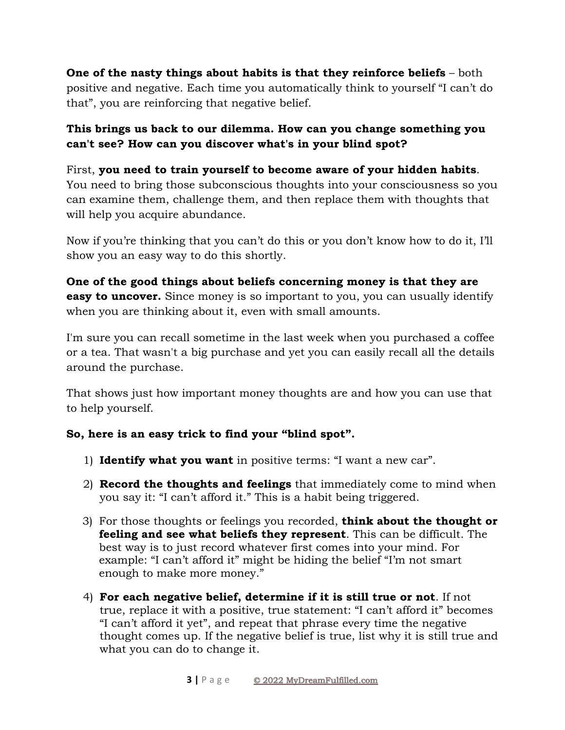**One of the nasty things about habits is that they reinforce beliefs** – both positive and negative. Each time you automatically think to yourself "I can't do that", you are reinforcing that negative belief.

**This brings us back to our dilemma. How can you change something you can't see? How can you discover what's in your blind spot?**

First, **you need to train yourself to become aware of your hidden habits**. You need to bring those subconscious thoughts into your consciousness so you can examine them, challenge them, and then replace them with thoughts that will help you acquire abundance.

Now if you're thinking that you can't do this or you don't know how to do it, I'll show you an easy way to do this shortly.

**One of the good things about beliefs concerning money is that they are easy to uncover.** Since money is so important to you, you can usually identify when you are thinking about it, even with small amounts.

I'm sure you can recall sometime in the last week when you purchased a coffee or a tea. That wasn't a big purchase and yet you can easily recall all the details around the purchase.

That shows just how important money thoughts are and how you can use that to help yourself.

**So, here is an easy trick to find your "blind spot".**

1) **Identify what you want** in positive terms: "I want a new car".
2) **Record the thoughts and feelings** that immediately come to mind when you say it: "I can't afford it." This is a habit being triggered.
3) For those thoughts or feelings you recorded, **think about the thought or feeling and see what beliefs they represent**. This can be difficult. The best way is to just record whatever first comes into your mind. For example: "I can't afford it" might be hiding the belief "I'm not smart enough to make more money."
4) **For each negative belief, determine if it is still true or not**. If not true, replace it with a positive, true statement: "I can't afford it" becomes "I can't afford it yet", and repeat that phrase every time the negative thought comes up. If the negative belief is true, list why it is still true and what you can do to change it.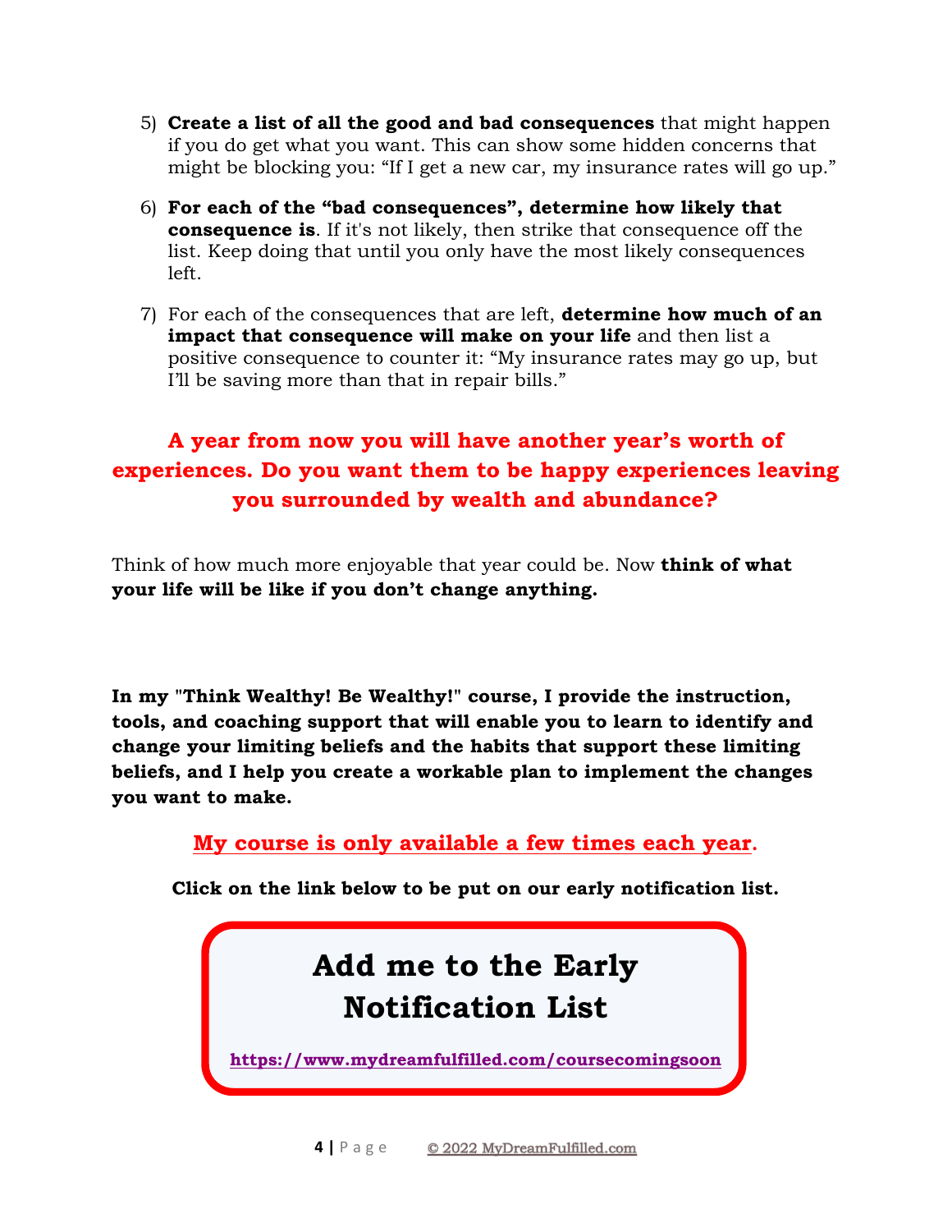5) **Create a list of all the good and bad consequences** that might happen if you do get what you want. This can show some hidden concerns that might be blocking you: "If I get a new car, my insurance rates will go up."

6) **For each of the "bad consequences", determine how likely that consequence is**. If it's not likely, then strike that consequence off the list. Keep doing that until you only have the most likely consequences left.

7) For each of the consequences that are left, **determine how much of an impact that consequence will make on your life** and then list a positive consequence to counter it: "My insurance rates may go up, but I'll be saving more than that in repair bills."

**A year from now you will have another year's worth of experiences. Do you want them to be happy experiences leaving you surrounded by wealth and abundance?**

Think of how much more enjoyable that year could be. Now **think of what your life will be like if you don't change anything.**

**In my "Think Wealthy! Be Wealthy!" course, I provide the instruction, tools, and coaching support that will enable you to learn to identify and change your limiting beliefs and the habits that support these limiting beliefs, and I help you create a workable plan to implement the changes you want to make.**

**My course is only available a few times each year.**

**Click on the link below to be put on our early notification list.**

**Add me to the Early Notification List**

**https://www.mydreamfulfilled.com/coursecomingsoon**

© 2022 MyDreamFulfilled.com